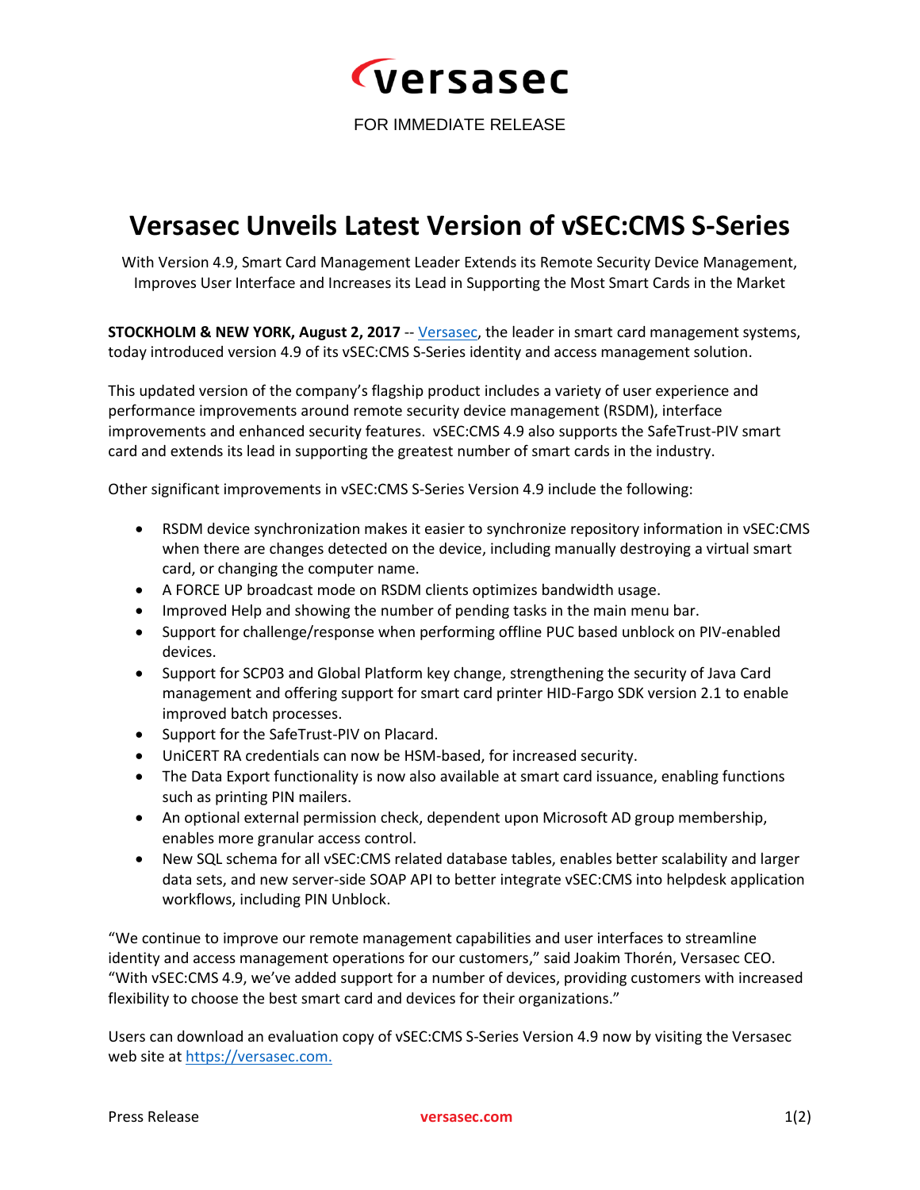versasec

FOR IMMEDIATE RELEASE

# Versasec Unveils Latest Version of vSEC:CMS S-Series

With Version 4.9, Smart Card Management Leader Extends its Remote Security Device Management, Improves User Interface and Increases its Lead in Supporting the Most Smart Cards in the Market

**STOCKHOLM & NEW YORK, August 2, 2017** -- Versasec, the leader in smart card management systems, today introduced version 4.9 of its vSEC:CMS S-Series identity and access management solution.

This updated version of the company's flagship product includes a variety of user experience and performance improvements around remote security device management (RSDM), interface improvements and enhanced security features. vSEC:CMS 4.9 also supports the SafeTrust-PIV smart card and extends its lead in supporting the greatest number of smart cards in the industry.

Other significant improvements in vSEC:CMS S-Series Version 4.9 include the following:

- RSDM device synchronization makes it easier to synchronize repository information in vSEC:CMS when there are changes detected on the device, including manually destroying a virtual smart card, or changing the computer name.
- A FORCE UP broadcast mode on RSDM clients optimizes bandwidth usage.
- Improved Help and showing the number of pending tasks in the main menu bar.
- Support for challenge/response when performing offline PUC based unblock on PIV-enabled devices.
- Support for SCP03 and Global Platform key change, strengthening the security of Java Card management and offering support for smart card printer HID-Fargo SDK version 2.1 to enable improved batch processes.
- Support for the SafeTrust-PIV on Placard.
- UniCERT RA credentials can now be HSM-based, for increased security.
- The Data Export functionality is now also available at smart card issuance, enabling functions such as printing PIN mailers.
- An optional external permission check, dependent upon Microsoft AD group membership, enables more granular access control.
- New SQL schema for all vSEC:CMS related database tables, enables better scalability and larger data sets, and new server-side SOAP API to better integrate vSEC:CMS into helpdesk application workflows, including PIN Unblock.

"We continue to improve our remote management capabilities and user interfaces to streamline identity and access management operations for our customers," said Joakim Thorén, Versasec CEO. "With vSEC:CMS 4.9, we've added support for a number of devices, providing customers with increased flexibility to choose the best smart card and devices for their organizations."

Users can download an evaluation copy of vSEC:CMS S-Series Version 4.9 now by visiting the Versasec web site at https://versasec.com.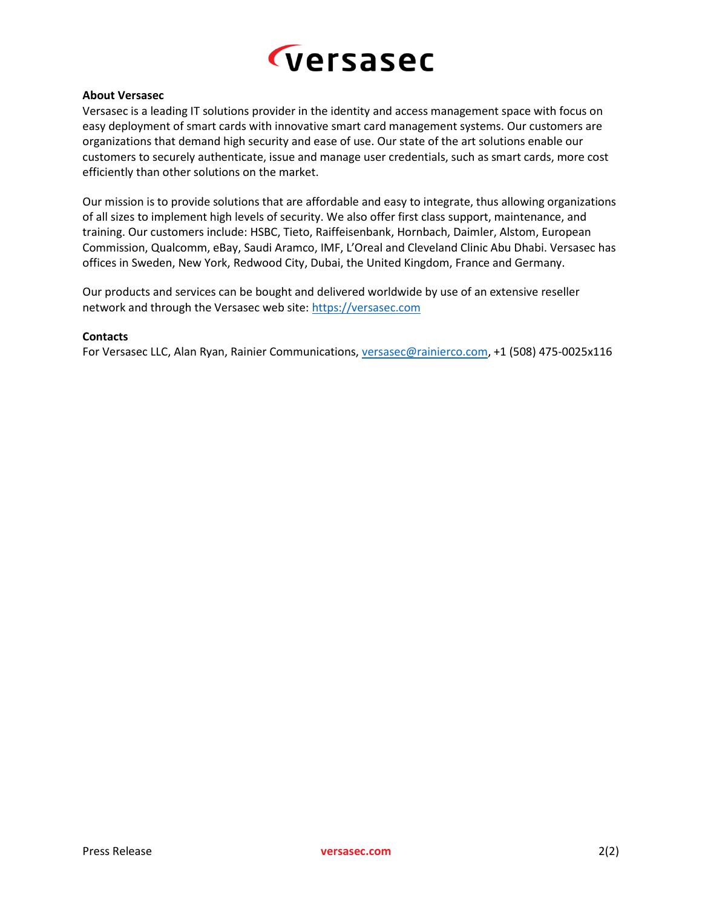**About Versasec**

Versasec is a leading IT solutions provider in the identity and access management space with focus on easy deployment of smart cards with innovative smart card management systems. Our customers are organizations that demand high security and ease of use. Our state of the art solutions enable our customers to securely authenticate, issue and manage user credentials, such as smart cards, more cost efficiently than other solutions on the market.

Our mission is to provide solutions that are affordable and easy to integrate, thus allowing organizations of all sizes to implement high levels of security. We also offer first class support, maintenance, and training. Our customers include: HSBC, Tieto, Raiffeisenbank, Hornbach, Daimler, Alstom, European Commission, Qualcomm, eBay, Saudi Aramco, IMF, L'Oreal and Cleveland Clinic Abu Dhabi. Versasec has offices in Sweden, New York, Redwood City, Dubai, the United Kingdom, France and Germany.

Our products and services can be bought and delivered worldwide by use of an extensive reseller network and through the Versasec web site: https://versasec.com

**Contacts**

For Versasec LLC, Alan Ryan, Rainier Communications, versasec@rainierco.com, +1 (508) 475-0025x116